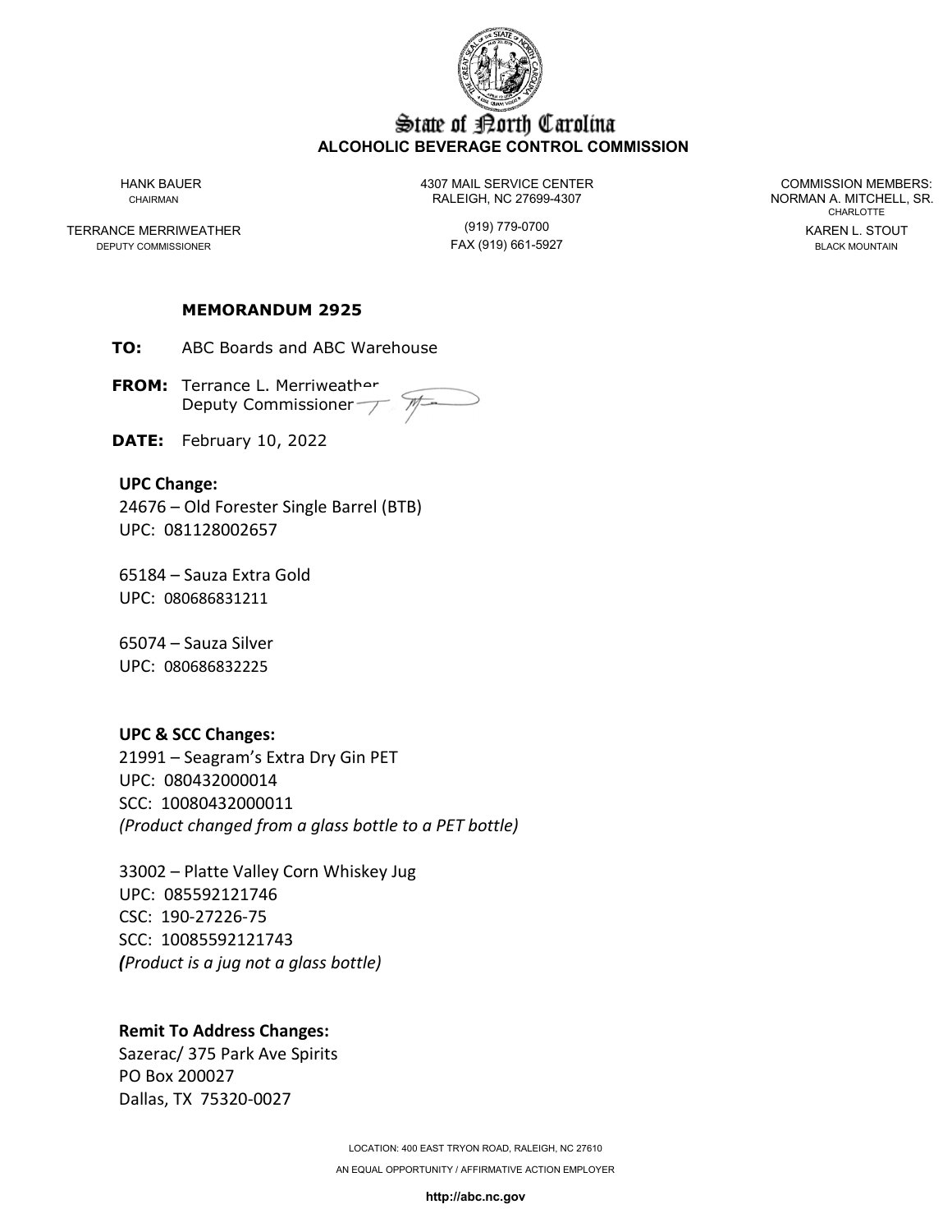# State of North Carolina
## ALCOHOLIC BEVERAGE CONTROL COMMISSION

HANK BAUER
CHAIRMAN

TERRANCE MERRIWEATHER
DEPUTY COMMISSIONER

4307 MAIL SERVICE CENTER
RALEIGH, NC 27699-4307

(919) 779-0700
FAX (919) 661-5927

COMMISSION MEMBERS:
NORMAN A. MITCHELL, SR.
CHARLOTTE

KAREN L. STOUT
BLACK MOUNTAIN

**MEMORANDUM 2925**

**TO:** ABC Boards and ABC Warehouse

**FROM:** Terrance L. Merriweather
Deputy Commissioner

**DATE:** February 10, 2022

**UPC Change:**
24676 – Old Forester Single Barrel (BTB)
UPC: 081128002657

65184 – Sauza Extra Gold
UPC: 080686831211

65074 – Sauza Silver
UPC: 080686832225

**UPC & SCC Changes:**
21991 – Seagram's Extra Dry Gin PET
UPC: 080432000014
SCC: 10080432000011
*(Product changed from a glass bottle to a PET bottle)*

33002 – Platte Valley Corn Whiskey Jug
UPC: 085592121746
CSC: 190-27226-75
SCC: 10085592121743
***(****Product is a jug not a glass bottle)*

**Remit To Address Changes:**
Sazerac/ 375 Park Ave Spirits
PO Box 200027
Dallas, TX 75320-0027

LOCATION: 400 EAST TRYON ROAD, RALEIGH, NC 27610

AN EQUAL OPPORTUNITY / AFFIRMATIVE ACTION EMPLOYER

**http://abc.nc.gov**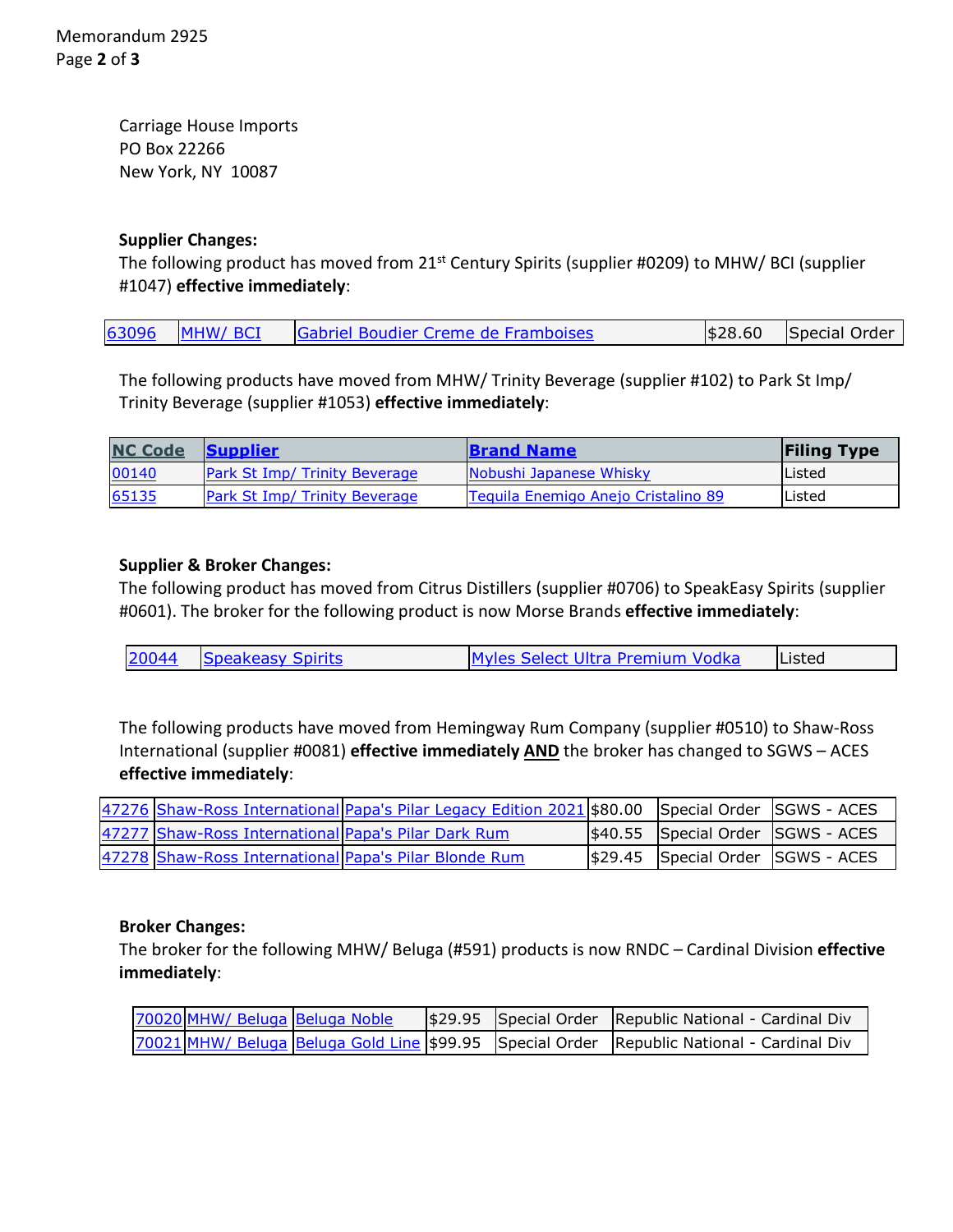Carriage House Imports
PO Box 22266
New York, NY 10087

**Supplier Changes:**

The following product has moved from 21st Century Spirits (supplier #0209) to MHW/ BCI (supplier #1047) **effective immediately**:

| | | | | |
|---|---|---|---|---|
| 63096 | MHW/ BCI | Gabriel Boudier Creme de Framboises | $28.60 | Special Order |

The following products have moved from MHW/ Trinity Beverage (supplier #102) to Park St Imp/ Trinity Beverage (supplier #1053) **effective immediately**:

| NC Code | Supplier | Brand Name | Filing Type |
|---|---|---|---|
| 00140 | Park St Imp/ Trinity Beverage | Nobushi Japanese Whisky | Listed |
| 65135 | Park St Imp/ Trinity Beverage | Tequila Enemigo Anejo Cristalino 89 | Listed |

**Supplier & Broker Changes:**

The following product has moved from Citrus Distillers (supplier #0706) to SpeakEasy Spirits (supplier #0601). The broker for the following product is now Morse Brands **effective immediately**:

| | | | |
|---|---|---|---|
| 20044 | Speakeasy Spirits | Myles Select Ultra Premium Vodka | Listed |

The following products have moved from Hemingway Rum Company (supplier #0510) to Shaw-Ross International (supplier #0081) **effective immediately** **AND** the broker has changed to SGWS – ACES **effective immediately**:

| | | | | | |
|---|---|---|---|---|---|
| 47276 | Shaw-Ross International | Papa's Pilar Legacy Edition 2021 | $80.00 | Special Order | SGWS - ACES |
| 47277 | Shaw-Ross International | Papa's Pilar Dark Rum | $40.55 | Special Order | SGWS - ACES |
| 47278 | Shaw-Ross International | Papa's Pilar Blonde Rum | $29.45 | Special Order | SGWS - ACES |

**Broker Changes:**

The broker for the following MHW/ Beluga (#591) products is now RNDC – Cardinal Division **effective immediately**:

| | | | | | |
|---|---|---|---|---|---|
| 70020 | MHW/ Beluga | Beluga Noble | $29.95 | Special Order | Republic National - Cardinal Div |
| 70021 | MHW/ Beluga | Beluga Gold Line | $99.95 | Special Order | Republic National - Cardinal Div |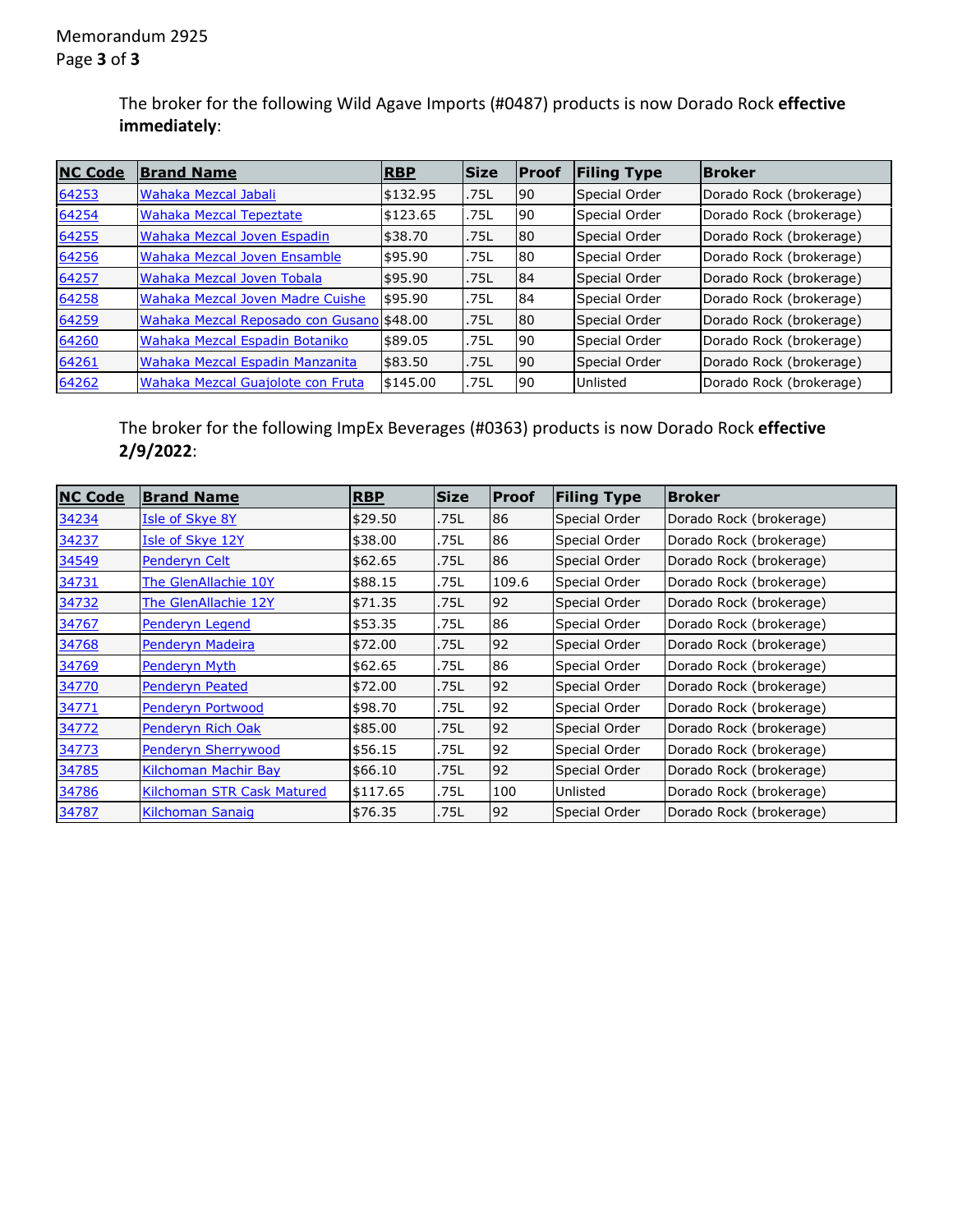The broker for the following Wild Agave Imports (#0487) products is now Dorado Rock **effective immediately**:

| NC Code | Brand Name | RBP | Size | Proof | Filing Type | Broker |
|---|---|---|---|---|---|---|
| 64253 | Wahaka Mezcal Jabali | $132.95 | .75L | 90 | Special Order | Dorado Rock (brokerage) |
| 64254 | Wahaka Mezcal Tepeztate | $123.65 | .75L | 90 | Special Order | Dorado Rock (brokerage) |
| 64255 | Wahaka Mezcal Joven Espadin | $38.70 | .75L | 80 | Special Order | Dorado Rock (brokerage) |
| 64256 | Wahaka Mezcal Joven Ensamble | $95.90 | .75L | 80 | Special Order | Dorado Rock (brokerage) |
| 64257 | Wahaka Mezcal Joven Tobala | $95.90 | .75L | 84 | Special Order | Dorado Rock (brokerage) |
| 64258 | Wahaka Mezcal Joven Madre Cuishe | $95.90 | .75L | 84 | Special Order | Dorado Rock (brokerage) |
| 64259 | Wahaka Mezcal Reposado con Gusano | $48.00 | .75L | 80 | Special Order | Dorado Rock (brokerage) |
| 64260 | Wahaka Mezcal Espadin Botaniko | $89.05 | .75L | 90 | Special Order | Dorado Rock (brokerage) |
| 64261 | Wahaka Mezcal Espadin Manzanita | $83.50 | .75L | 90 | Special Order | Dorado Rock (brokerage) |
| 64262 | Wahaka Mezcal Guajolote con Fruta | $145.00 | .75L | 90 | Unlisted | Dorado Rock (brokerage) |

The broker for the following ImpEx Beverages (#0363) products is now Dorado Rock **effective 2/9/2022**:

| NC Code | Brand Name | RBP | Size | Proof | Filing Type | Broker |
|---|---|---|---|---|---|---|
| 34234 | Isle of Skye 8Y | $29.50 | .75L | 86 | Special Order | Dorado Rock (brokerage) |
| 34237 | Isle of Skye 12Y | $38.00 | .75L | 86 | Special Order | Dorado Rock (brokerage) |
| 34549 | Penderyn Celt | $62.65 | .75L | 86 | Special Order | Dorado Rock (brokerage) |
| 34731 | The GlenAllachie 10Y | $88.15 | .75L | 109.6 | Special Order | Dorado Rock (brokerage) |
| 34732 | The GlenAllachie 12Y | $71.35 | .75L | 92 | Special Order | Dorado Rock (brokerage) |
| 34767 | Penderyn Legend | $53.35 | .75L | 86 | Special Order | Dorado Rock (brokerage) |
| 34768 | Penderyn Madeira | $72.00 | .75L | 92 | Special Order | Dorado Rock (brokerage) |
| 34769 | Penderyn Myth | $62.65 | .75L | 86 | Special Order | Dorado Rock (brokerage) |
| 34770 | Penderyn Peated | $72.00 | .75L | 92 | Special Order | Dorado Rock (brokerage) |
| 34771 | Penderyn Portwood | $98.70 | .75L | 92 | Special Order | Dorado Rock (brokerage) |
| 34772 | Penderyn Rich Oak | $85.00 | .75L | 92 | Special Order | Dorado Rock (brokerage) |
| 34773 | Penderyn Sherrywood | $56.15 | .75L | 92 | Special Order | Dorado Rock (brokerage) |
| 34785 | Kilchoman Machir Bay | $66.10 | .75L | 92 | Special Order | Dorado Rock (brokerage) |
| 34786 | Kilchoman STR Cask Matured | $117.65 | .75L | 100 | Unlisted | Dorado Rock (brokerage) |
| 34787 | Kilchoman Sanaig | $76.35 | .75L | 92 | Special Order | Dorado Rock (brokerage) |